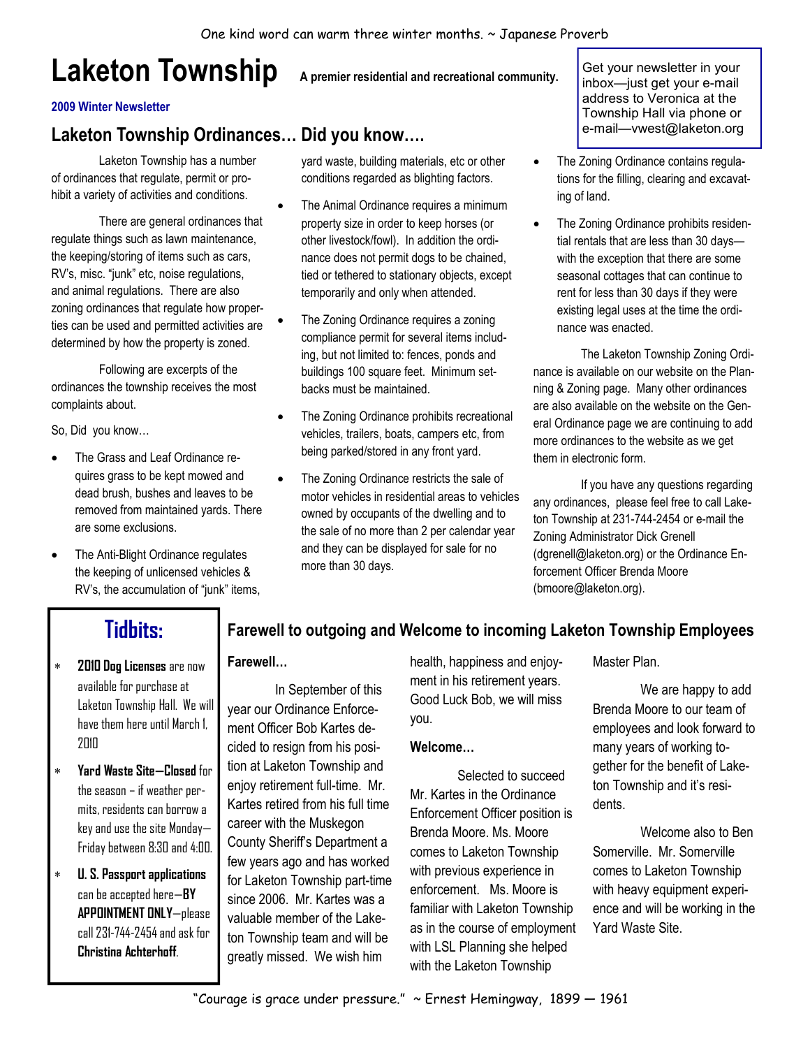One kind word can warm three winter months. ~ Japanese Proverb

# Laketon Township

**A premier residential and recreational community.**

**2009 Winter Newsletter**

Get your newsletter in your inbox—just get your e-mail address to Veronica at the Township Hall via phone or e-mail—vwest@laketon.org

## Laketon Township Ordinances… Did you know….

Laketon Township has a number of ordinances that regulate, permit or prohibit a variety of activities and conditions.

There are general ordinances that regulate things such as lawn maintenance, the keeping/storing of items such as cars, RV's, misc. "junk" etc, noise regulations, and animal regulations. There are also zoning ordinances that regulate how properties can be used and permitted activities are determined by how the property is zoned.

Following are excerpts of the ordinances the township receives the most complaints about.

So, Did you know…

- The Grass and Leaf Ordinance requires grass to be kept mowed and dead brush, bushes and leaves to be removed from maintained yards. There are some exclusions.
- The Anti-Blight Ordinance regulates the keeping of unlicensed vehicles & RV's, the accumulation of "junk" items, yard waste, building materials, etc or other conditions regarded as blighting factors.
- The Animal Ordinance requires a minimum property size in order to keep horses (or other livestock/fowl). In addition the ordinance does not permit dogs to be chained, tied or tethered to stationary objects, except temporarily and only when attended.
- The Zoning Ordinance requires a zoning compliance permit for several items including, but not limited to: fences, ponds and buildings 100 square feet. Minimum setbacks must be maintained.
- The Zoning Ordinance prohibits recreational vehicles, trailers, boats, campers etc, from being parked/stored in any front yard.
- The Zoning Ordinance restricts the sale of motor vehicles in residential areas to vehicles owned by occupants of the dwelling and to the sale of no more than 2 per calendar year and they can be displayed for sale for no more than 30 days.
- The Zoning Ordinance contains regulations for the filling, clearing and excavating of land.
- The Zoning Ordinance prohibits residential rentals that are less than 30 days—with the exception that there are some seasonal cottages that can continue to rent for less than 30 days if they were existing legal uses at the time the ordinance was enacted.

The Laketon Township Zoning Ordinance is available on our website on the Planning & Zoning page. Many other ordinances are also available on the website on the General Ordinance page we are continuing to add more ordinances to the website as we get them in electronic form.

If you have any questions regarding any ordinances, please feel free to call Laketon Township at 231-744-2454 or e-mail the Zoning Administrator Dick Grenell (dgrenell@laketon.org) or the Ordinance Enforcement Officer Brenda Moore (bmoore@laketon.org).

## Tidbits:

- **2010 Dog Licenses** are now available for purchase at Laketon Township Hall. We will have them here until March 1, 2010
- **Yard Waste Site—Closed** for the season – if weather permits, residents can borrow a key and use the site Monday—Friday between 8:30 and 4:00.
- **U. S. Passport applications** can be accepted here—**BY APPOINTMENT ONLY**—please call 231-744-2454 and ask for **Christina Achterhoff**.

## Farewell to outgoing and Welcome to incoming Laketon Township Employees

**Farewell…**

In September of this year our Ordinance Enforcement Officer Bob Kartes decided to resign from his position at Laketon Township and enjoy retirement full-time. Mr. Kartes retired from his full time career with the Muskegon County Sheriff's Department a few years ago and has worked for Laketon Township part-time since 2006. Mr. Kartes was a valuable member of the Laketon Township team and will be greatly missed. We wish him health, happiness and enjoyment in his retirement years. Good Luck Bob, we will miss you.

**Welcome…**

Selected to succeed Mr. Kartes in the Ordinance Enforcement Officer position is Brenda Moore. Ms. Moore comes to Laketon Township with previous experience in enforcement. Ms. Moore is familiar with Laketon Township as in the course of employment with LSL Planning she helped with the Laketon Township Master Plan.

We are happy to add Brenda Moore to our team of employees and look forward to many years of working together for the benefit of Laketon Township and it's residents.

Welcome also to Ben Somerville. Mr. Somerville comes to Laketon Township with heavy equipment experience and will be working in the Yard Waste Site.

"Courage is grace under pressure." ~ Ernest Hemingway, 1899 — 1961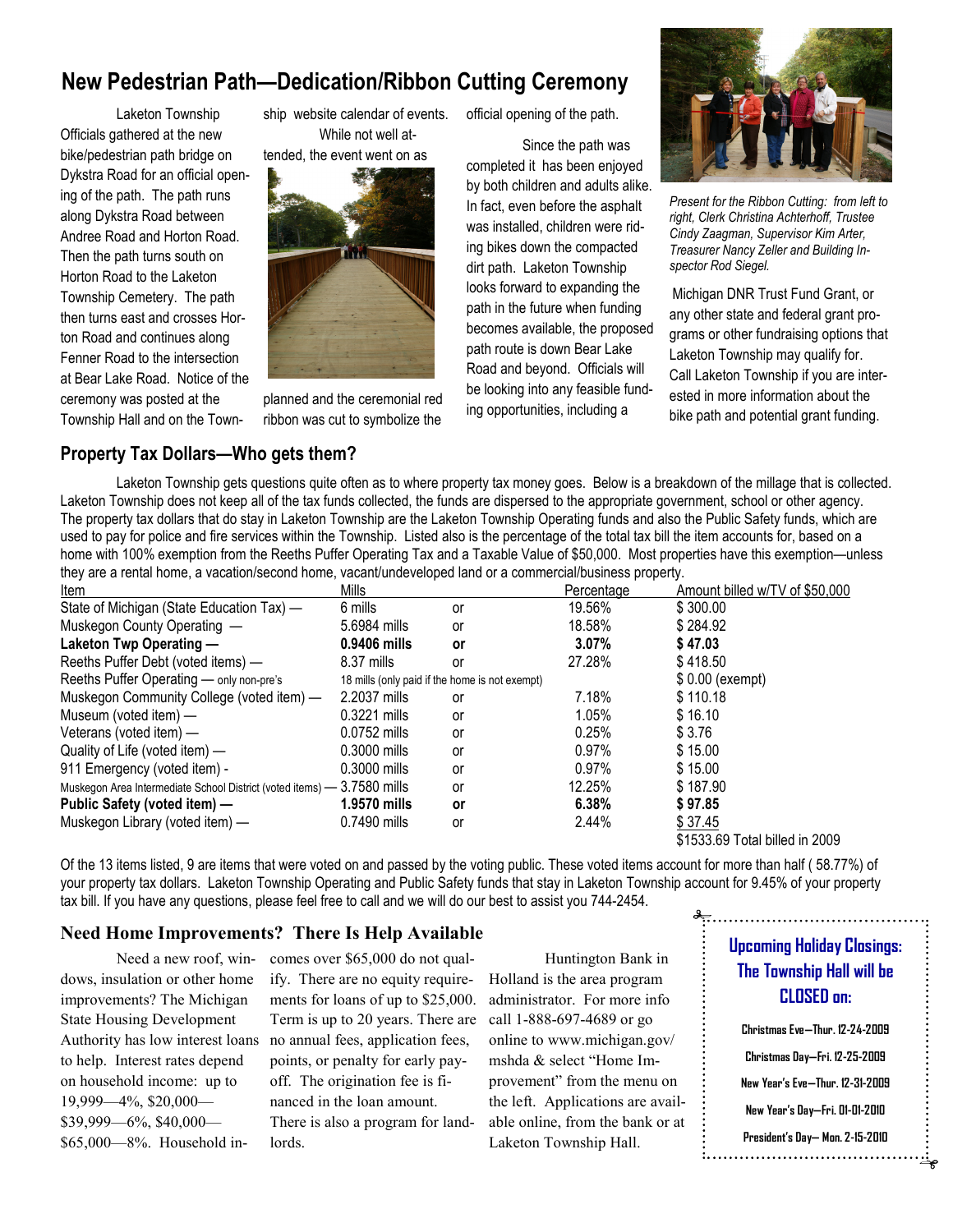## New Pedestrian Path—Dedication/Ribbon Cutting Ceremony

Laketon Township Officials gathered at the new bike/pedestrian path bridge on Dykstra Road for an official opening of the path. The path runs along Dykstra Road between Andree Road and Horton Road. Then the path turns south on Horton Road to the Laketon Township Cemetery. The path then turns east and crosses Horton Road and continues along Fenner Road to the intersection at Bear Lake Road. Notice of the ceremony was posted at the Township Hall and on the Township website calendar of events.

While not well attended, the event went on as planned and the ceremonial red ribbon was cut to symbolize the official opening of the path.

Since the path was completed it has been enjoyed by both children and adults alike. In fact, even before the asphalt was installed, children were riding bikes down the compacted dirt path. Laketon Township looks forward to expanding the path in the future when funding becomes available, the proposed path route is down Bear Lake Road and beyond. Officials will be looking into any feasible funding opportunities, including a Michigan DNR Trust Fund Grant, or any other state and federal grant programs or other fundraising options that Laketon Township may qualify for. Call Laketon Township if you are interested in more information about the bike path and potential grant funding.

*Present for the Ribbon Cutting: from left to right, Clerk Christina Achterhoff, Trustee Cindy Zaagman, Supervisor Kim Arter, Treasurer Nancy Zeller and Building Inspector Rod Siegel.*

### Property Tax Dollars—Who gets them?

Laketon Township gets questions quite often as to where property tax money goes. Below is a breakdown of the millage that is collected. Laketon Township does not keep all of the tax funds collected, the funds are dispersed to the appropriate government, school or other agency. The property tax dollars that do stay in Laketon Township are the Laketon Township Operating funds and also the Public Safety funds, which are used to pay for police and fire services within the Township. Listed also is the percentage of the total tax bill the item accounts for, based on a home with 100% exemption from the Reeths Puffer Operating Tax and a Taxable Value of $50,000. Most properties have this exemption—unless they are a rental home, a vacation/second home, vacant/undeveloped land or a commercial/business property.

| Item | Mills | | Percentage | Amount billed w/TV of $50,000 |
|---|---|---|---|---|
| State of Michigan (State Education Tax) — | 6 mills | or | 19.56% | $ 300.00 |
| Muskegon County Operating — | 5.6984 mills | or | 18.58% | $ 284.92 |
| **Laketon Twp Operating —** | **0.9406 mills** | **or** | **3.07%** | **$ 47.03** |
| Reeths Puffer Debt (voted items) — | 8.37 mills | or | 27.28% | $ 418.50 |
| Reeths Puffer Operating — only non-pre's | 18 mills (only paid if the home is not exempt) | | | $ 0.00 (exempt) |
| Muskegon Community College (voted item) — | 2.2037 mills | or | 7.18% | $ 110.18 |
| Museum (voted item) — | 0.3221 mills | or | 1.05% | $ 16.10 |
| Veterans (voted item) — | 0.0752 mills | or | 0.25% | $ 3.76 |
| Quality of Life (voted item) — | 0.3000 mills | or | 0.97% | $ 15.00 |
| 911 Emergency (voted item) - | 0.3000 mills | or | 0.97% | $ 15.00 |
| Muskegon Area Intermediate School District (voted items) — | 3.7580 mills | or | 12.25% | $ 187.90 |
| **Public Safety (voted item) —** | **1.9570 mills** | **or** | **6.38%** | **$ 97.85** |
| Muskegon Library (voted item) — | 0.7490 mills | or | 2.44% | $ 37.45 |
| | | | | $1533.69 Total billed in 2009 |

Of the 13 items listed, 9 are items that were voted on and passed by the voting public. These voted items account for more than half ( 58.77%) of your property tax dollars. Laketon Township Operating and Public Safety funds that stay in Laketon Township account for 9.45% of your property tax bill. If you have any questions, please feel free to call and we will do our best to assist you 744-2454.

### Need Home Improvements? There Is Help Available

Need a new roof, windows, insulation or other home improvements? The Michigan State Housing Development Authority has low interest loans to help. Interest rates depend on household income: up to 19,999—4%, $20,000—$39,999—6%, $40,000—$65,000—8%. Household incomes over $65,000 do not qualify. There are no equity requirements for loans of up to $25,000. Term is up to 20 years. There are no annual fees, application fees, points, or penalty for early payoff. The origination fee is financed in the loan amount. There is also a program for landlords.

Huntington Bank in Holland is the area program administrator. For more info call 1-888-697-4689 or go online to www.michigan.gov/mshda & select "Home Improvement" from the menu on the left. Applications are available online, from the bank or at Laketon Township Hall.

**Upcoming Holiday Closings: The Township Hall will be CLOSED on:**

- Christmas Eve—Thur. 12-24-2009
- Christmas Day—Fri. 12-25-2009
- New Year's Eve—Thur. 12-31-2009
- New Year's Day—Fri. 01-01-2010
- President's Day— Mon. 2-15-2010